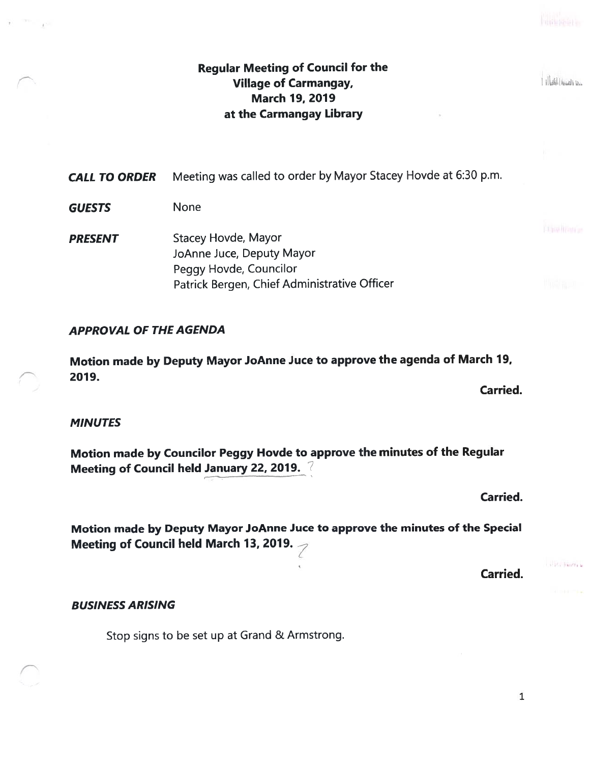# Regular Meeting of Council for the Village of Carmangay, March 19, 2019 at the Carmangay Library

***CALL TO ORDER*** Meeting was called to order by Mayor Stacey Hovde at 6:30 p.m.

***GUESTS*** None

***PRESENT*** Stacey Hovde, Mayor
JoAnne Juce, Deputy Mayor
Peggy Hovde, Councilor
Patrick Bergen, Chief Administrative Officer

## *APPROVAL OF THE AGENDA*

**Motion made by Deputy Mayor JoAnne Juce to approve the agenda of March 19, 2019.**

**Carried.**

## *MINUTES*

**Motion made by Councilor Peggy Hovde to approve the minutes of the Regular Meeting of Council held January 22, 2019.**

**Carried.**

**Motion made by Deputy Mayor JoAnne Juce to approve the minutes of the Special Meeting of Council held March 13, 2019.**

**Carried.**

## *BUSINESS ARISING*

Stop signs to be set up at Grand & Armstrong.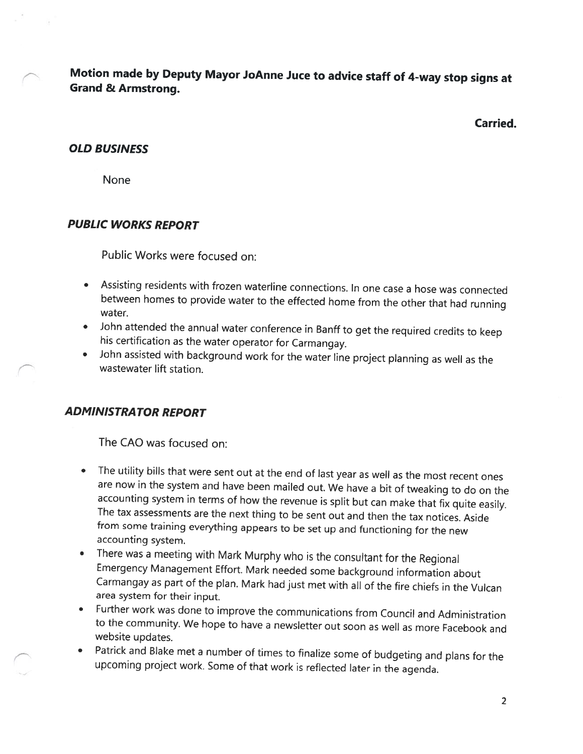**Motion made by Deputy Mayor JoAnne Juce to advice staff of 4-way stop signs at Grand & Armstrong.**

**Carried.**

## *OLD BUSINESS*

None

## *PUBLIC WORKS REPORT*

Public Works were focused on:

- Assisting residents with frozen waterline connections. In one case a hose was connected between homes to provide water to the effected home from the other that had running water.
- John attended the annual water conference in Banff to get the required credits to keep his certification as the water operator for Carmangay.
- John assisted with background work for the water line project planning as well as the wastewater lift station.

## *ADMINISTRATOR REPORT*

The CAO was focused on:

- The utility bills that were sent out at the end of last year as well as the most recent ones are now in the system and have been mailed out. We have a bit of tweaking to do on the accounting system in terms of how the revenue is split but can make that fix quite easily. The tax assessments are the next thing to be sent out and then the tax notices. Aside from some training everything appears to be set up and functioning for the new accounting system.
- There was a meeting with Mark Murphy who is the consultant for the Regional Emergency Management Effort. Mark needed some background information about Carmangay as part of the plan. Mark had just met with all of the fire chiefs in the Vulcan area system for their input.
- Further work was done to improve the communications from Council and Administration to the community. We hope to have a newsletter out soon as well as more Facebook and website updates.
- Patrick and Blake met a number of times to finalize some of budgeting and plans for the upcoming project work. Some of that work is reflected later in the agenda.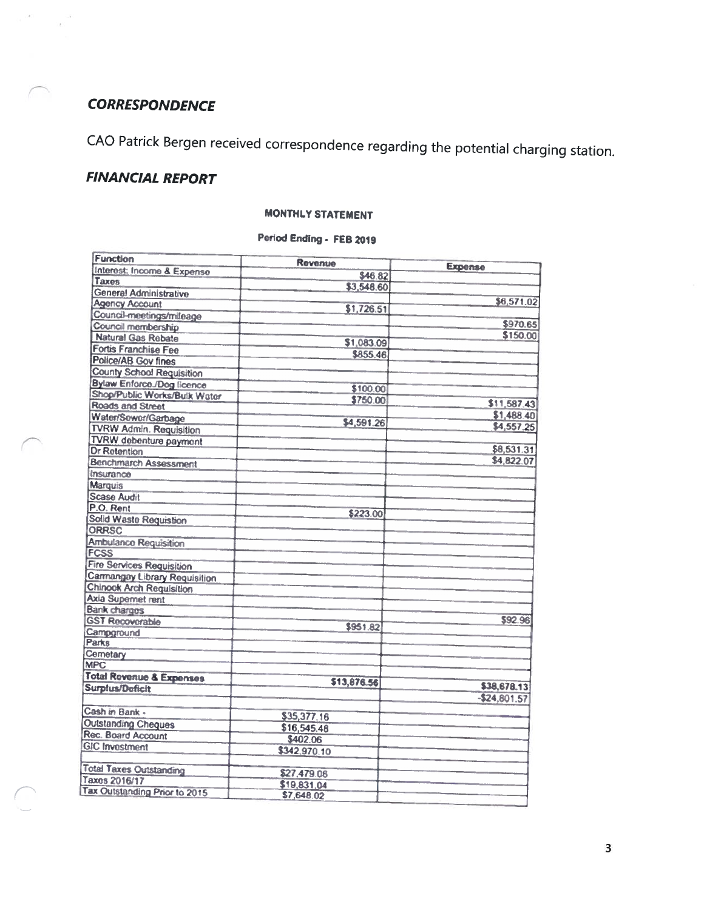## *CORRESPONDENCE*

CAO Patrick Bergen received correspondence regarding the potential charging station.

## *FINANCIAL REPORT*

**MONTHLY STATEMENT**

**Period Ending - FEB 2019**

| Function | Revenue | Expense |
|---|---|---|
| Interest: Income & Expense | $46.82 | |
| Taxes | $3,548.60 | |
| General Administrative | | $6,571.02 |
| Agency Account | $1,726.51 | |
| Council-meetings/mileage | | $970.65 |
| Council membership | | $150.00 |
| Natural Gas Rebate | $1,083.09 | |
| Fortis Franchise Fee | $855.46 | |
| Police/AB Gov fines | | |
| County School Requisition | | |
| Bylaw Enforce./Dog licence | $100.00 | |
| Shop/Public Works/Bulk Water | $750.00 | |
| Roads and Street | | $11,587.43 |
| Water/Sewer/Garbage | $4,591.26 | $1,488.40 |
| TVRW Admin. Requisition | | $4,557.25 |
| TVRW debenture payment | | |
| Dr Retention | | $8,531.31 |
| Benchmarch Assessment | | $4,822.07 |
| Insurance | | |
| Marquis | | |
| Scase Audit | | |
| P.O. Rent | $223.00 | |
| Solid Waste Requistion | | |
| ORRSC | | |
| Ambulance Requisition | | |
| FCSS | | |
| Fire Services Requisition | | |
| Carmangay Library Requisition | | |
| Chinook Arch Requisition | | |
| Axia Supernet rent | | |
| Bank charges | | $92.96 |
| GST Recoverable | $951.82 | |
| Campground | | |
| Parks | | |
| Cemetary | | |
| MPC | | |
| **Total Revenue & Expenses** | $13,876.56 | $38,678.13 |
| **Surplus/Deficit** | | -$24,801.57 |
| | | |
| Cash in Bank - | $35,377.16 | |
| Outstanding Cheques | $16,545.48 | |
| Rec. Board Account | $402.06 | |
| GIC Investment | $342,970.10 | |
| | | |
| Total Taxes Outstanding | $27,479.06 | |
| Taxes 2016/17 | $19,831.04 | |
| Tax Outstanding Prior to 2015 | $7,648.02 | |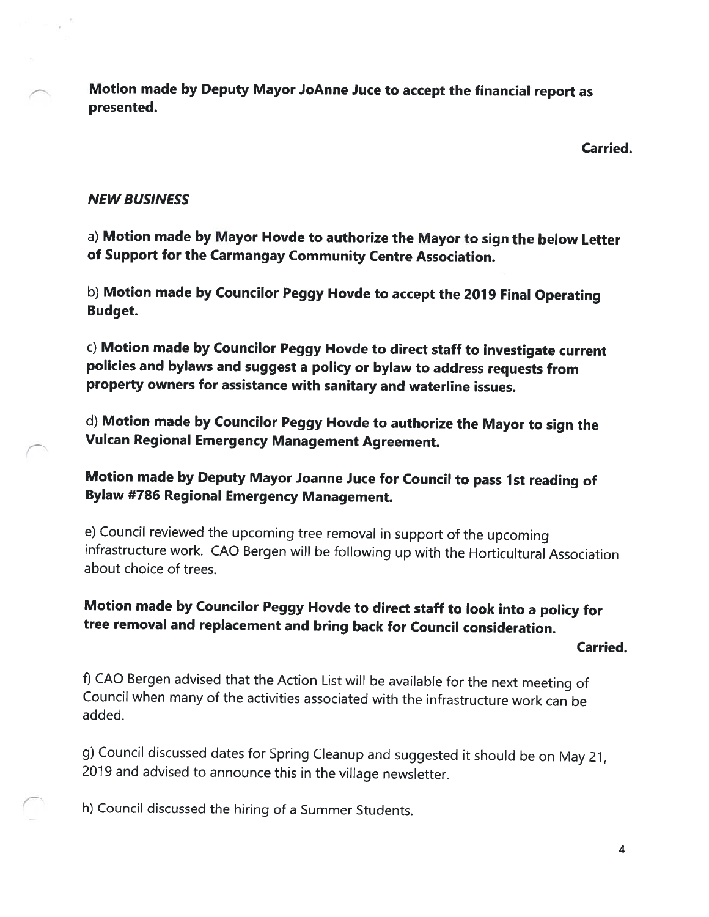**Motion made by Deputy Mayor JoAnne Juce to accept the financial report as presented.**

**Carried.**

***NEW BUSINESS***

a) **Motion made by Mayor Hovde to authorize the Mayor to sign the below Letter of Support for the Carmangay Community Centre Association.**

b) **Motion made by Councilor Peggy Hovde to accept the 2019 Final Operating Budget.**

c) **Motion made by Councilor Peggy Hovde to direct staff to investigate current policies and bylaws and suggest a policy or bylaw to address requests from property owners for assistance with sanitary and waterline issues.**

d) **Motion made by Councilor Peggy Hovde to authorize the Mayor to sign the Vulcan Regional Emergency Management Agreement.**

**Motion made by Deputy Mayor Joanne Juce for Council to pass 1st reading of Bylaw #786 Regional Emergency Management.**

e) Council reviewed the upcoming tree removal in support of the upcoming infrastructure work. CAO Bergen will be following up with the Horticultural Association about choice of trees.

**Motion made by Councilor Peggy Hovde to direct staff to look into a policy for tree removal and replacement and bring back for Council consideration.**

**Carried.**

f) CAO Bergen advised that the Action List will be available for the next meeting of Council when many of the activities associated with the infrastructure work can be added.

g) Council discussed dates for Spring Cleanup and suggested it should be on May 21, 2019 and advised to announce this in the village newsletter.

h) Council discussed the hiring of a Summer Students.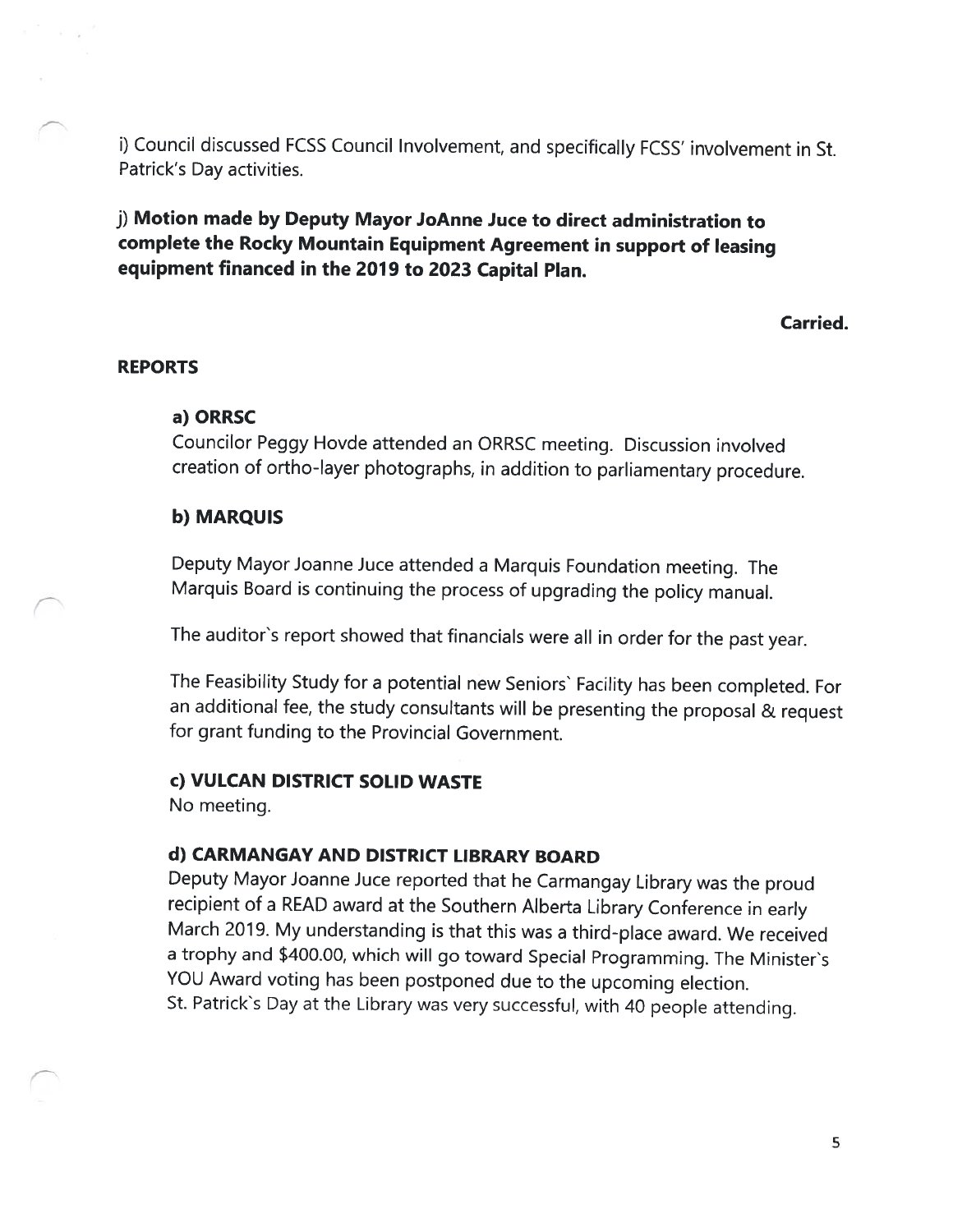i) Council discussed FCSS Council Involvement, and specifically FCSS' involvement in St. Patrick's Day activities.

**j) Motion made by Deputy Mayor JoAnne Juce to direct administration to complete the Rocky Mountain Equipment Agreement in support of leasing equipment financed in the 2019 to 2023 Capital Plan.**

**Carried.**

## REPORTS

### a) ORRSC

Councilor Peggy Hovde attended an ORRSC meeting. Discussion involved creation of ortho-layer photographs, in addition to parliamentary procedure.

### b) MARQUIS

Deputy Mayor Joanne Juce attended a Marquis Foundation meeting. The Marquis Board is continuing the process of upgrading the policy manual.

The auditor`s report showed that financials were all in order for the past year.

The Feasibility Study for a potential new Seniors` Facility has been completed. For an additional fee, the study consultants will be presenting the proposal & request for grant funding to the Provincial Government.

### c) VULCAN DISTRICT SOLID WASTE

No meeting.

### d) CARMANGAY AND DISTRICT LIBRARY BOARD

Deputy Mayor Joanne Juce reported that he Carmangay Library was the proud recipient of a READ award at the Southern Alberta Library Conference in early March 2019. My understanding is that this was a third-place award. We received a trophy and $400.00, which will go toward Special Programming. The Minister`s YOU Award voting has been postponed due to the upcoming election.
St. Patrick`s Day at the Library was very successful, with 40 people attending.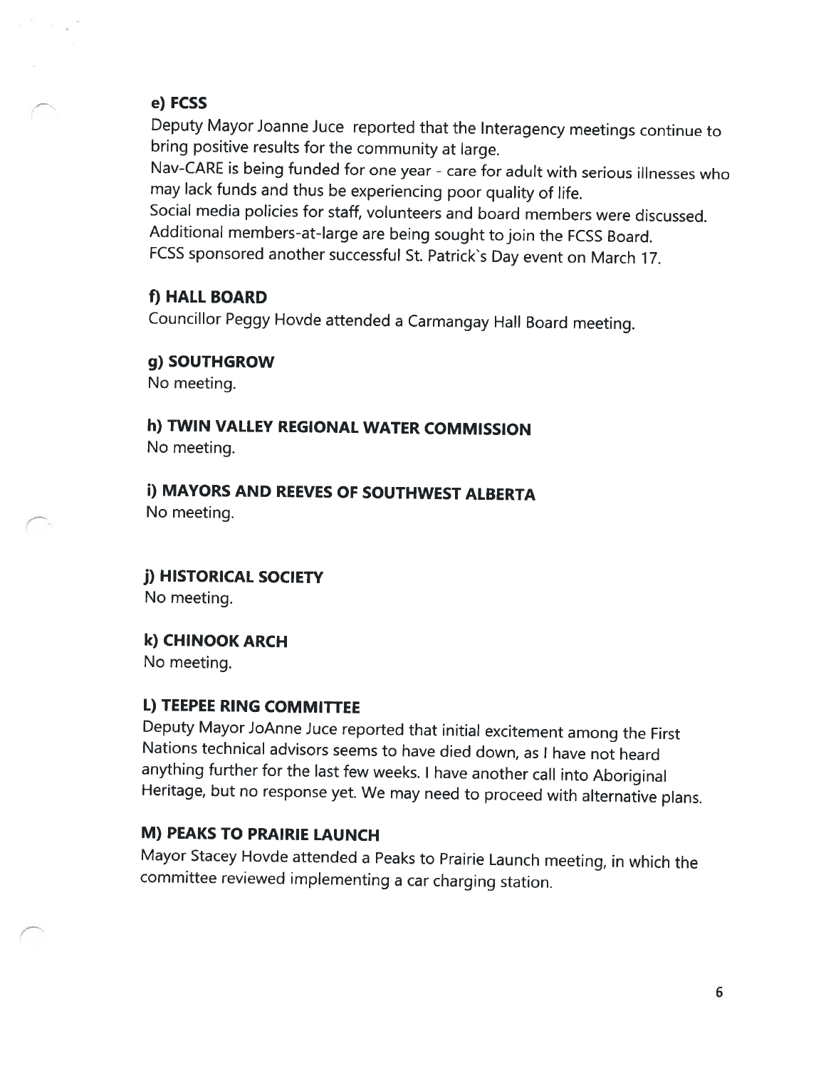#### e) FCSS

Deputy Mayor Joanne Juce reported that the Interagency meetings continue to bring positive results for the community at large.
Nav-CARE is being funded for one year - care for adult with serious illnesses who may lack funds and thus be experiencing poor quality of life.
Social media policies for staff, volunteers and board members were discussed.
Additional members-at-large are being sought to join the FCSS Board.
FCSS sponsored another successful St. Patrick`s Day event on March 17.

#### f) HALL BOARD

Councillor Peggy Hovde attended a Carmangay Hall Board meeting.

#### g) SOUTHGROW

No meeting.

#### h) TWIN VALLEY REGIONAL WATER COMMISSION

No meeting.

#### i) MAYORS AND REEVES OF SOUTHWEST ALBERTA

No meeting.

#### j) HISTORICAL SOCIETY

No meeting.

#### k) CHINOOK ARCH

No meeting.

#### L) TEEPEE RING COMMITTEE

Deputy Mayor JoAnne Juce reported that initial excitement among the First Nations technical advisors seems to have died down, as I have not heard anything further for the last few weeks. I have another call into Aboriginal Heritage, but no response yet. We may need to proceed with alternative plans.

#### M) PEAKS TO PRAIRIE LAUNCH

Mayor Stacey Hovde attended a Peaks to Prairie Launch meeting, in which the committee reviewed implementing a car charging station.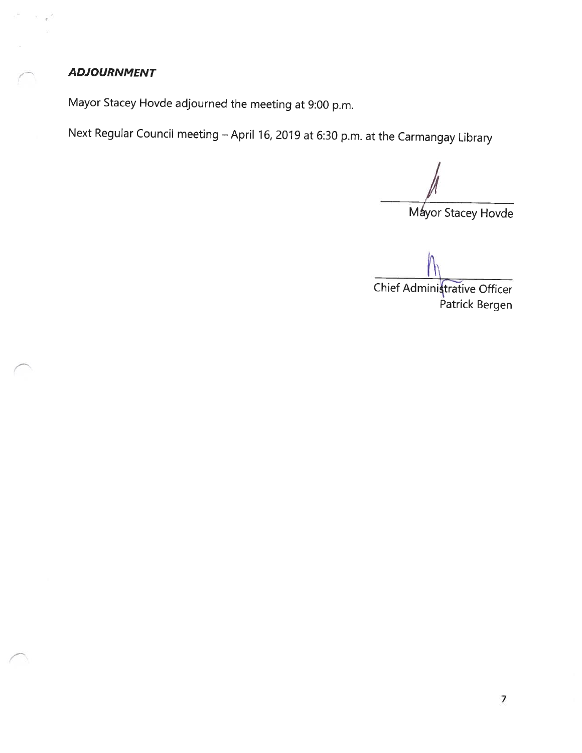### *ADJOURNMENT*

Mayor Stacey Hovde adjourned the meeting at 9:00 p.m.

Next Regular Council meeting – April 16, 2019 at 6:30 p.m. at the Carmangay Library

Mayor Stacey Hovde

Chief Administrative Officer
Patrick Bergen